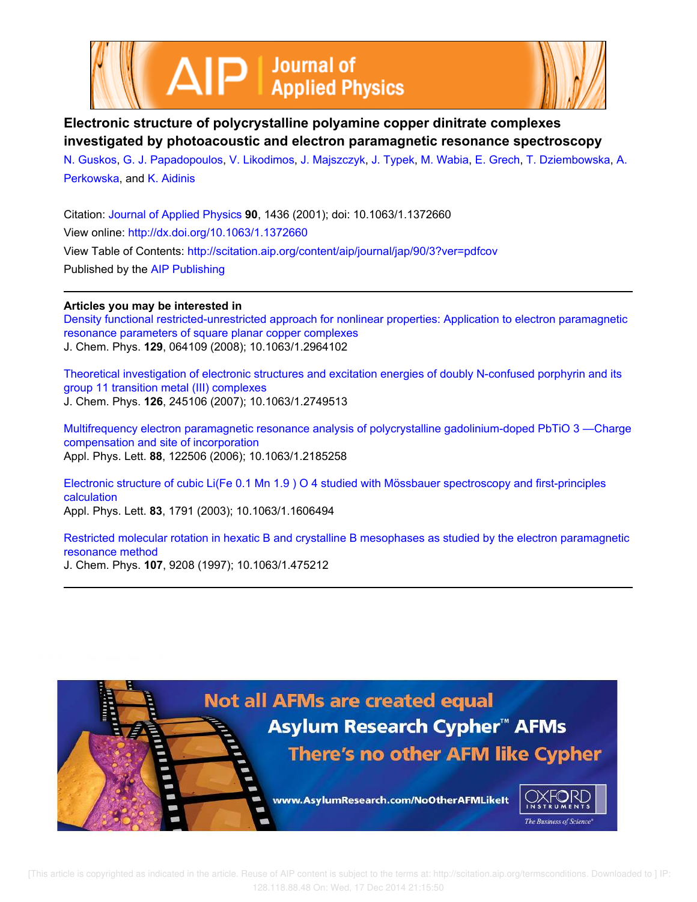# Electronic structure of polycrystalline polyamine copper dinitrate complexes investigated by photoacoustic and electron paramagnetic resonance spectroscopy

N. Guskos, G. J. Papadopoulos, V. Likodimos, J. Majszczyk, J. Typek, M. Wabia, E. Grech, T. Dziembowska, A. Perkowska, and K. Aidinis

Citation: Journal of Applied Physics **90**, 1436 (2001); doi: 10.1063/1.1372660

View online: http://dx.doi.org/10.1063/1.1372660

View Table of Contents: http://scitation.aip.org/content/aip/journal/jap/90/3?ver=pdfcov

Published by the AIP Publishing

## Articles you may be interested in

Density functional restricted-unrestricted approach for nonlinear properties: Application to electron paramagnetic resonance parameters of square planar copper complexes
J. Chem. Phys. **129**, 064109 (2008); 10.1063/1.2964102

Theoretical investigation of electronic structures and excitation energies of doubly N-confused porphyrin and its group 11 transition metal (III) complexes
J. Chem. Phys. **126**, 245106 (2007); 10.1063/1.2749513

Multifrequency electron paramagnetic resonance analysis of polycrystalline gadolinium-doped PbTiO 3 —Charge compensation and site of incorporation
Appl. Phys. Lett. **88**, 122506 (2006); 10.1063/1.2185258

Electronic structure of cubic Li(Fe 0.1 Mn 1.9 ) O 4 studied with Mössbauer spectroscopy and first-principles calculation
Appl. Phys. Lett. **83**, 1791 (2003); 10.1063/1.1606494

Restricted molecular rotation in hexatic B and crystalline B mesophases as studied by the electron paramagnetic resonance method
J. Chem. Phys. **107**, 9208 (1997); 10.1063/1.475212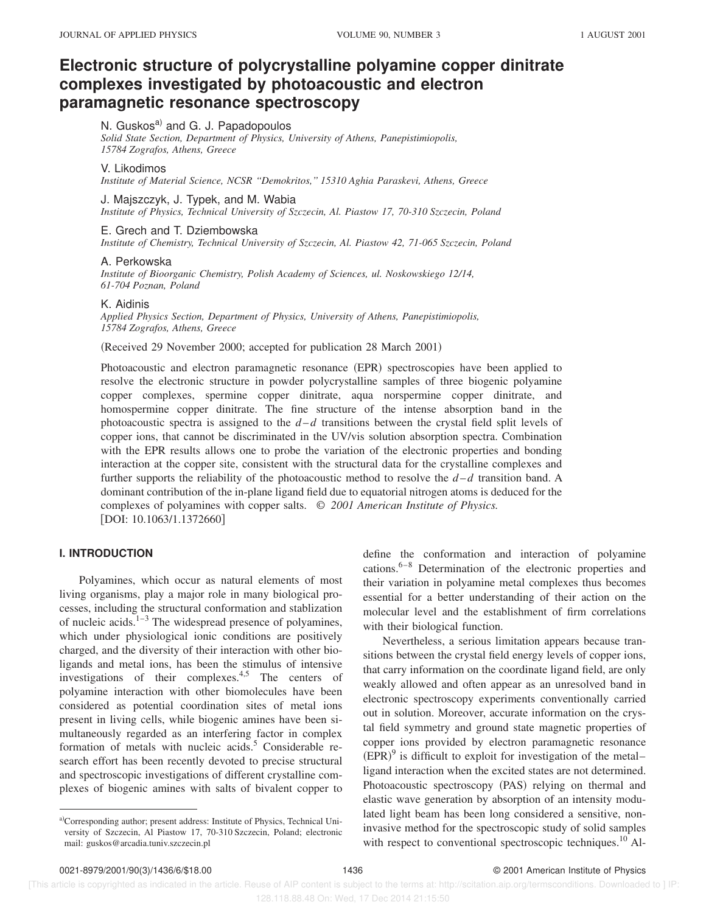# Electronic structure of polycrystalline polyamine copper dinitrate complexes investigated by photoacoustic and electron paramagnetic resonance spectroscopy

N. Guskos[a] and G. J. Papadopoulos
*Solid State Section, Department of Physics, University of Athens, Panepistimiopolis, 15784 Zografos, Athens, Greece*

V. Likodimos
*Institute of Material Science, NCSR "Demokritos," 15310 Aghia Paraskevi, Athens, Greece*

J. Majszczyk, J. Typek, and M. Wabia
*Institute of Physics, Technical University of Szczecin, Al. Piastow 17, 70-310 Szczecin, Poland*

E. Grech and T. Dziembowska
*Institute of Chemistry, Technical University of Szczecin, Al. Piastow 42, 71-065 Szczecin, Poland*

A. Perkowska
*Institute of Bioorganic Chemistry, Polish Academy of Sciences, ul. Noskowskiego 12/14, 61-704 Poznan, Poland*

K. Aidinis
*Applied Physics Section, Department of Physics, University of Athens, Panepistimiopolis, 15784 Zografos, Athens, Greece*

(Received 29 November 2000; accepted for publication 28 March 2001)

Photoacoustic and electron paramagnetic resonance (EPR) spectroscopies have been applied to resolve the electronic structure in powder polycrystalline samples of three biogenic polyamine copper complexes, spermine copper dinitrate, aqua norspermine copper dinitrate, and homospermine copper dinitrate. The fine structure of the intense absorption band in the photoacoustic spectra is assigned to the $d$–$d$ transitions between the crystal field split levels of copper ions, that cannot be discriminated in the UV/vis solution absorption spectra. Combination with the EPR results allows one to probe the variation of the electronic properties and bonding interaction at the copper site, consistent with the structural data for the crystalline complexes and further supports the reliability of the photoacoustic method to resolve the $d$–$d$ transition band. A dominant contribution of the in-plane ligand field due to equatorial nitrogen atoms is deduced for the complexes of polyamines with copper salts. © *2001 American Institute of Physics.* [DOI: 10.1063/1.1372660]

## I. INTRODUCTION

Polyamines, which occur as natural elements of most living organisms, play a major role in many biological processes, including the structural conformation and stablization of nucleic acids.[1–3] The widespread presence of polyamines, which under physiological ionic conditions are positively charged, and the diversity of their interaction with other bioligands and metal ions, has been the stimulus of intensive investigations of their complexes.[4,5] The centers of polyamine interaction with other biomolecules have been considered as potential coordination sites of metal ions present in living cells, while biogenic amines have been simultaneously regarded as an interfering factor in complex formation of metals with nucleic acids.[5] Considerable research effort has been recently devoted to precise structural and spectroscopic investigations of different crystalline complexes of biogenic amines with salts of bivalent copper to define the conformation and interaction of polyamine cations.[6–8] Determination of the electronic properties and their variation in polyamine metal complexes thus becomes essential for a better understanding of their action on the molecular level and the establishment of firm correlations with their biological function.

Nevertheless, a serious limitation appears because transitions between the crystal field energy levels of copper ions, that carry information on the coordinate ligand field, are only weakly allowed and often appear as an unresolved band in electronic spectroscopy experiments conventionally carried out in solution. Moreover, accurate information on the crystal field symmetry and ground state magnetic properties of copper ions provided by electron paramagnetic resonance (EPR)[9] is difficult to exploit for investigation of the metal–ligand interaction when the excited states are not determined. Photoacoustic spectroscopy (PAS) relying on thermal and elastic wave generation by absorption of an intensity modulated light beam has been long considered a sensitive, noninvasive method for the spectroscopic study of solid samples with respect to conventional spectroscopic techniques.[10] Al-

[a]Corresponding author; present address: Institute of Physics, Technical University of Szczecin, Al Piastow 17, 70-310 Szczecin, Poland; electronic mail: guskos@arcadia.tuniv.szczecin.pl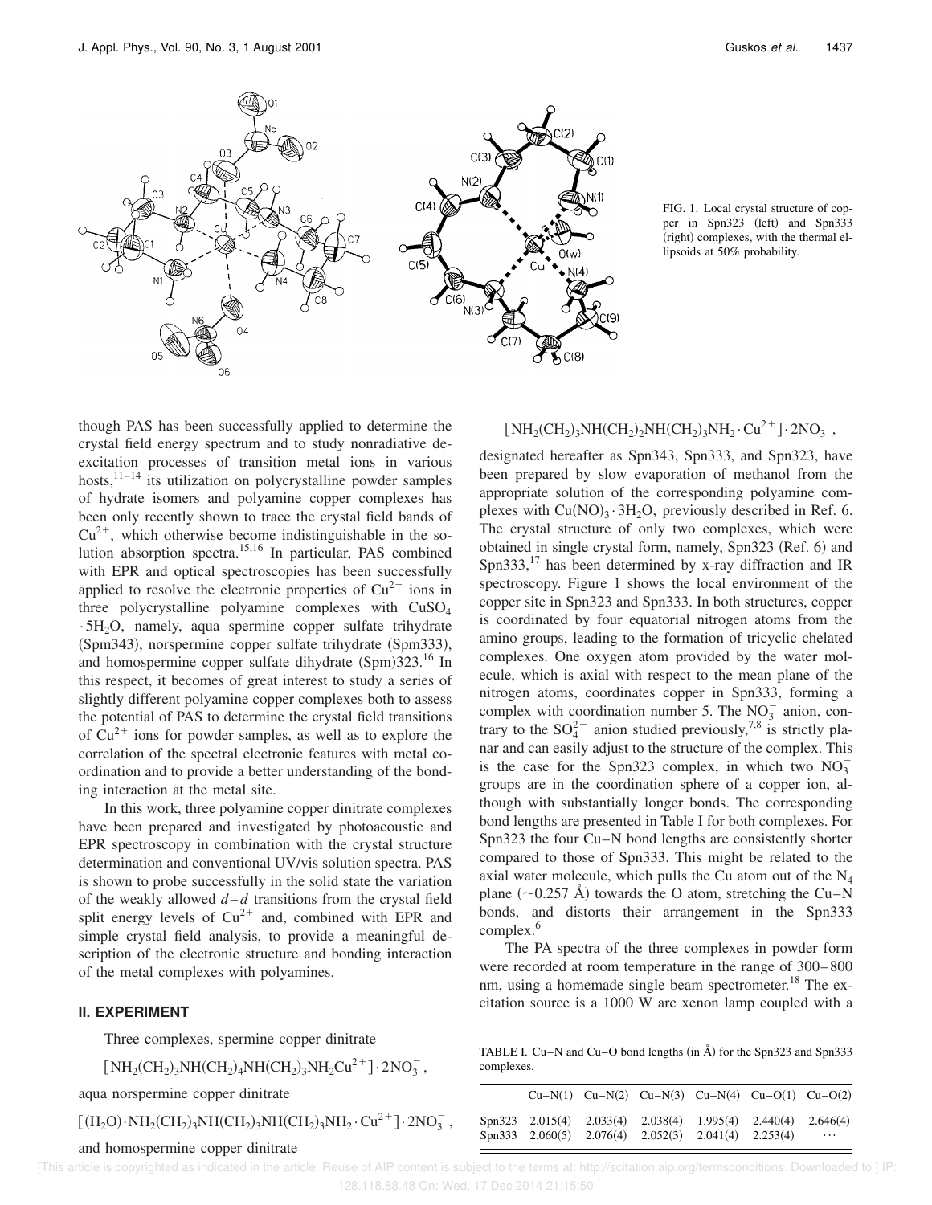FIG. 1. Local crystal structure of copper in Spn323 (left) and Spn333 (right) complexes, with the thermal ellipsoids at 50% probability.

though PAS has been successfully applied to determine the crystal field energy spectrum and to study nonradiative deexcitation processes of transition metal ions in various hosts,[11–14] its utilization on polycrystalline powder samples of hydrate isomers and polyamine copper complexes has been only recently shown to trace the crystal field bands of $Cu^{2+}$, which otherwise become indistinguishable in the solution absorption spectra.[15,16] In particular, PAS combined with EPR and optical spectroscopies has been successfully applied to resolve the electronic properties of $Cu^{2+}$ ions in three polycrystalline polyamine complexes with $CuSO_4 \cdot 5H_2O$, namely, aqua spermine copper sulfate trihydrate (Spm343), norspermine copper sulfate trihydrate (Spm333), and homospermine copper sulfate dihydrate (Spm)323.[16] In this respect, it becomes of great interest to study a series of slightly different polyamine copper complexes both to assess the potential of PAS to determine the crystal field transitions of $Cu^{2+}$ ions for powder samples, as well as to explore the correlation of the spectral electronic features with metal coordination and to provide a better understanding of the bonding interaction at the metal site.

In this work, three polyamine copper dinitrate complexes have been prepared and investigated by photoacoustic and EPR spectroscopy in combination with the crystal structure determination and conventional UV/vis solution spectra. PAS is shown to probe successfully in the solid state the variation of the weakly allowed $d$–$d$ transitions from the crystal field split energy levels of $Cu^{2+}$ and, combined with EPR and simple crystal field analysis, to provide a meaningful description of the electronic structure and bonding interaction of the metal complexes with polyamines.

## II. EXPERIMENT

Three complexes, spermine copper dinitrate

$$[NH_2(CH_2)_3NH(CH_2)_4NH(CH_2)_3NH_2Cu^{2+}]\cdot 2NO_3^-,$$

aqua norspermine copper dinitrate

$$[(H_2O)\cdot NH_2(CH_2)_3NH(CH_2)_3NH(CH_2)_3NH_2\cdot Cu^{2+}]\cdot 2NO_3^-,$$

and homospermine copper dinitrate

$$[NH_2(CH_2)_3NH(CH_2)_2NH(CH_2)_3NH_2\cdot Cu^{2+}]\cdot 2NO_3^-,$$

designated hereafter as Spn343, Spn333, and Spn323, have been prepared by slow evaporation of methanol from the appropriate solution of the corresponding polyamine complexes with $Cu(NO)_3\cdot 3H_2O$, previously described in Ref. 6. The crystal structure of only two complexes, which were obtained in single crystal form, namely, Spn323 (Ref. 6) and Spn333,[17] has been determined by x-ray diffraction and IR spectroscopy. Figure 1 shows the local environment of the copper site in Spn323 and Spn333. In both structures, copper is coordinated by four equatorial nitrogen atoms from the amino groups, leading to the formation of tricyclic chelated complexes. One oxygen atom provided by the water molecule, which is axial with respect to the mean plane of the nitrogen atoms, coordinates copper in Spn333, forming a complex with coordination number 5. The $NO_3^-$ anion, contrary to the $SO_4^{2-}$ anion studied previously,[7,8] is strictly planar and can easily adjust to the structure of the complex. This is the case for the Spn323 complex, in which two $NO_3^-$ groups are in the coordination sphere of a copper ion, although with substantially longer bonds. The corresponding bond lengths are presented in Table I for both complexes. For Spn323 the four Cu–N bond lengths are consistently shorter compared to those of Spn333. This might be related to the axial water molecule, which pulls the Cu atom out of the $N_4$ plane (~0.257 Å) towards the O atom, stretching the Cu–N bonds, and distorts their arrangement in the Spn333 complex.[6]

The PA spectra of the three complexes in powder form were recorded at room temperature in the range of 300–800 nm, using a homemade single beam spectrometer.[18] The excitation source is a 1000 W arc xenon lamp coupled with a

TABLE I. Cu–N and Cu–O bond lengths (in Å) for the Spn323 and Spn333 complexes.

| | Cu–N(1) | Cu–N(2) | Cu–N(3) | Cu–N(4) | Cu–O(1) | Cu–O(2) |
|---|---|---|---|---|---|---|
| Spn323 | 2.015(4) | 2.033(4) | 2.038(4) | 1.995(4) | 2.440(4) | 2.646(4) |
| Spn333 | 2.060(5) | 2.076(4) | 2.052(3) | 2.041(4) | 2.253(4) | ⋯ |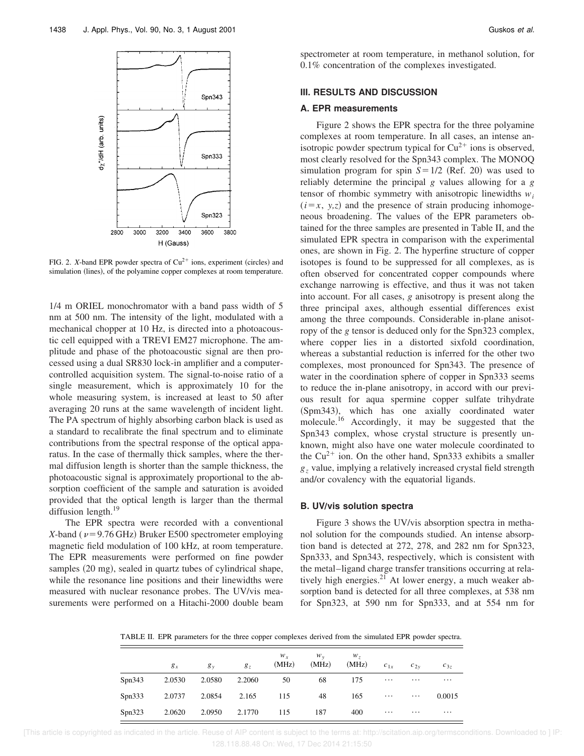FIG. 2. *X*-band EPR powder spectra of $Cu^{2+}$ ions, experiment (circles) and simulation (lines), of the polyamine copper complexes at room temperature.

1/4 m ORIEL monochromator with a band pass width of 5 nm at 500 nm. The intensity of the light, modulated with a mechanical chopper at 10 Hz, is directed into a photoacoustic cell equipped with a TREVI EM27 microphone. The amplitude and phase of the photoacoustic signal are then processed using a dual SR830 lock-in amplifier and a computer-controlled acquisition system. The signal-to-noise ratio of a single measurement, which is approximately 10 for the whole measuring system, is increased at least to 50 after averaging 20 runs at the same wavelength of incident light. The PA spectrum of highly absorbing carbon black is used as a standard to recalibrate the final spectrum and to eliminate contributions from the spectral response of the optical apparatus. In the case of thermally thick samples, where the thermal diffusion length is shorter than the sample thickness, the photoacoustic signal is approximately proportional to the absorption coefficient of the sample and saturation is avoided provided that the optical length is larger than the thermal diffusion length.[19]

The EPR spectra were recorded with a conventional *X*-band ($\nu = 9.76$ GHz) Bruker E500 spectrometer employing magnetic field modulation of 100 kHz, at room temperature. The EPR measurements were performed on fine powder samples (20 mg), sealed in quartz tubes of cylindrical shape, while the resonance line positions and their linewidths were measured with nuclear resonance probes. The UV/vis measurements were performed on a Hitachi-2000 double beam spectrometer at room temperature, in methanol solution, for 0.1% concentration of the complexes investigated.

## III. RESULTS AND DISCUSSION

### A. EPR measurements

Figure 2 shows the EPR spectra for the three polyamine complexes at room temperature. In all cases, an intense anisotropic powder spectrum typical for $Cu^{2+}$ ions is observed, most clearly resolved for the Spn343 complex. The MONOQ simulation program for spin $S = 1/2$ (Ref. 20) was used to reliably determine the principal *g* values allowing for a *g* tensor of rhombic symmetry with anisotropic linewidths $w_i$ ($i = x, y, z$) and the presence of strain producing inhomogeneous broadening. The values of the EPR parameters obtained for the three samples are presented in Table II, and the simulated EPR spectra in comparison with the experimental ones, are shown in Fig. 2. The hyperfine structure of copper isotopes is found to be suppressed for all complexes, as is often observed for concentrated copper compounds where exchange narrowing is effective, and thus it was not taken into account. For all cases, *g* anisotropy is present along the three principal axes, although essential differences exist among the three compounds. Considerable in-plane anisotropy of the *g* tensor is deduced only for the Spn323 complex, where copper lies in a distorted sixfold coordination, whereas a substantial reduction is inferred for the other two complexes, most pronounced for Spn343. The presence of water in the coordination sphere of copper in Spn333 seems to reduce the in-plane anisotropy, in accord with our previous result for aqua spermine copper sulfate trihydrate (Spm343), which has one axially coordinated water molecule.[16] Accordingly, it may be suggested that the Spn343 complex, whose crystal structure is presently unknown, might also have one water molecule coordinated to the $Cu^{2+}$ ion. On the other hand, Spn333 exhibits a smaller $g_z$ value, implying a relatively increased crystal field strength and/or covalency with the equatorial ligands.

### B. UV/vis solution spectra

Figure 3 shows the UV/vis absorption spectra in methanol solution for the compounds studied. An intense absorption band is detected at 272, 278, and 282 nm for Spn323, Spn333, and Spn343, respectively, which is consistent with the metal–ligand charge transfer transitions occurring at relatively high energies.[21] At lower energy, a much weaker absorption band is detected for all three complexes, at 538 nm for Spn323, at 590 nm for Spn333, and at 554 nm for

TABLE II. EPR parameters for the three copper complexes derived from the simulated EPR powder spectra.

| | $g_x$ | $g_y$ | $g_z$ | $w_x$ (MHz) | $w_y$ (MHz) | $w_z$ (MHz) | $c_{1x}$ | $c_{2y}$ | $c_{3z}$ |
|---|---|---|---|---|---|---|---|---|---|
| Spn343 | 2.0530 | 2.0580 | 2.2060 | 50 | 68 | 175 | ⋯ | ⋯ | ⋯ |
| Spn333 | 2.0737 | 2.0854 | 2.165 | 115 | 48 | 165 | ⋯ | ⋯ | 0.0015 |
| Spn323 | 2.0620 | 2.0950 | 2.1770 | 115 | 187 | 400 | ⋯ | ⋯ | ⋯ |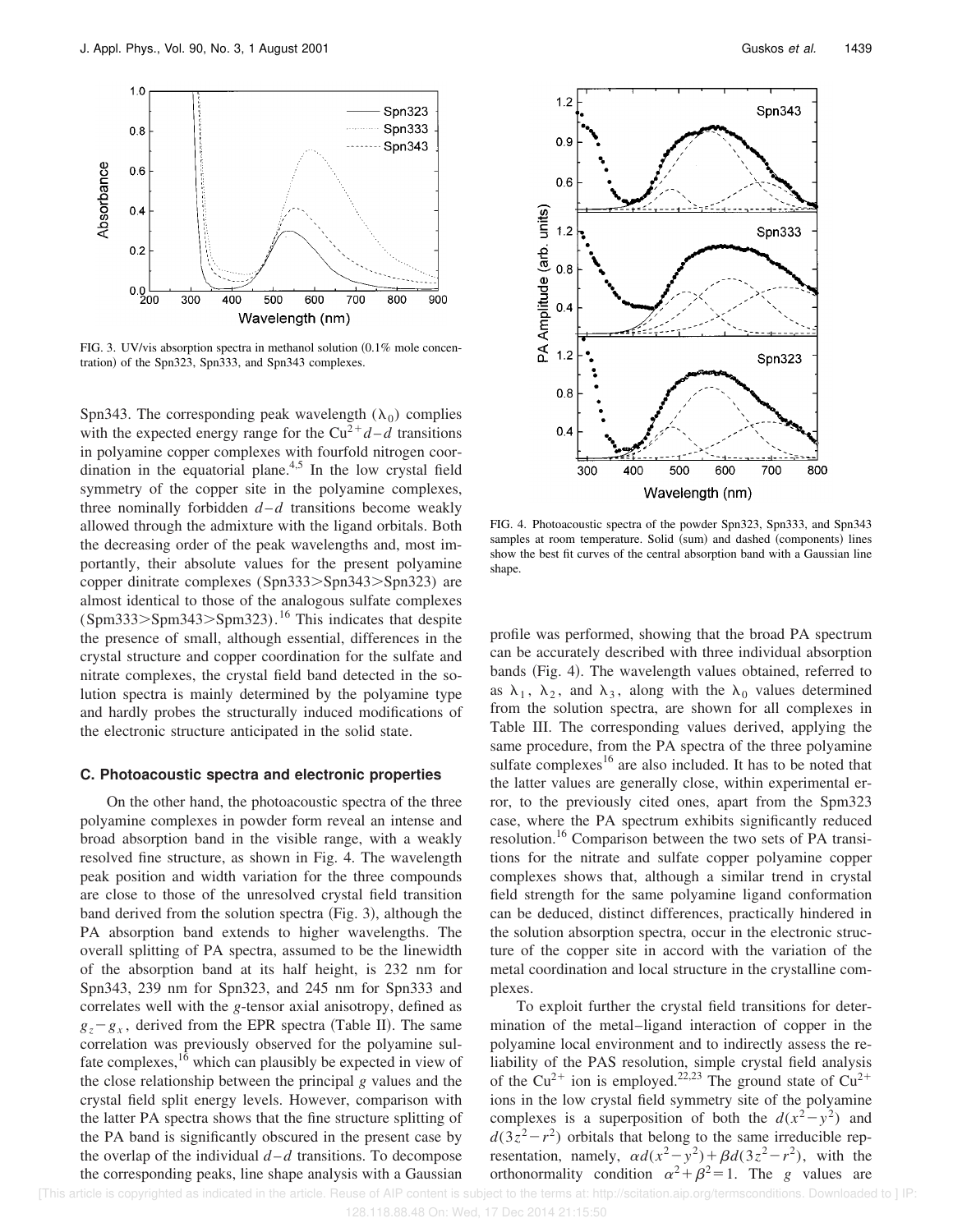FIG. 3. UV/vis absorption spectra in methanol solution (0.1% mole concentration) of the Spn323, Spn333, and Spn343 complexes.

Spn343. The corresponding peak wavelength ($\lambda_0$) complies with the expected energy range for the $Cu^{2+}$ $d$–$d$ transitions in polyamine copper complexes with fourfold nitrogen coordination in the equatorial plane.[4,5] In the low crystal field symmetry of the copper site in the polyamine complexes, three nominally forbidden $d$–$d$ transitions become weakly allowed through the admixture with the ligand orbitals. Both the decreasing order of the peak wavelengths and, most importantly, their absolute values for the present polyamine copper dinitrate complexes (Spn333>Spn343>Spn323) are almost identical to those of the analogous sulfate complexes (Spm333>Spm343>Spm323).[16] This indicates that despite the presence of small, although essential, differences in the crystal structure and copper coordination for the sulfate and nitrate complexes, the crystal field band detected in the solution spectra is mainly determined by the polyamine type and hardly probes the structurally induced modifications of the electronic structure anticipated in the solid state.

### C. Photoacoustic spectra and electronic properties

On the other hand, the photoacoustic spectra of the three polyamine complexes in powder form reveal an intense and broad absorption band in the visible range, with a weakly resolved fine structure, as shown in Fig. 4. The wavelength peak position and width variation for the three compounds are close to those of the unresolved crystal field transition band derived from the solution spectra (Fig. 3), although the PA absorption band extends to higher wavelengths. The overall splitting of PA spectra, assumed to be the linewidth of the absorption band at its half height, is 232 nm for Spn343, 239 nm for Spn323, and 245 nm for Spn333 and correlates well with the $g$-tensor axial anisotropy, defined as $g_z - g_x$, derived from the EPR spectra (Table II). The same correlation was previously observed for the polyamine sulfate complexes,[16] which can plausibly be expected in view of the close relationship between the principal $g$ values and the crystal field split energy levels. However, comparison with the latter PA spectra shows that the fine structure splitting of the PA band is significantly obscured in the present case by the overlap of the individual $d$–$d$ transitions. To decompose the corresponding peaks, line shape analysis with a Gaussian profile was performed, showing that the broad PA spectrum can be accurately described with three individual absorption bands (Fig. 4). The wavelength values obtained, referred to as $\lambda_1$, $\lambda_2$, and $\lambda_3$, along with the $\lambda_0$ values determined from the solution spectra, are shown for all complexes in Table III. The corresponding values derived, applying the same procedure, from the PA spectra of the three polyamine sulfate complexes[16] are also included. It has to be noted that the latter values are generally close, within experimental error, to the previously cited ones, apart from the Spm323 case, where the PA spectrum exhibits significantly reduced resolution.[16] Comparison between the two sets of PA transitions for the nitrate and sulfate copper polyamine copper complexes shows that, although a similar trend in crystal field strength for the same polyamine ligand conformation can be deduced, distinct differences, practically hindered in the solution absorption spectra, occur in the electronic structure of the copper site in accord with the variation of the metal coordination and local structure in the crystalline complexes.

FIG. 4. Photoacoustic spectra of the powder Spn323, Spn333, and Spn343 samples at room temperature. Solid (sum) and dashed (components) lines show the best fit curves of the central absorption band with a Gaussian line shape.

To exploit further the crystal field transitions for determination of the metal–ligand interaction of copper in the polyamine local environment and to indirectly assess the reliability of the PAS resolution, simple crystal field analysis of the $Cu^{2+}$ ion is employed.[22,23] The ground state of $Cu^{2+}$ ions in the low crystal field symmetry site of the polyamine complexes is a superposition of both the $d(x^2-y^2)$ and $d(3z^2-r^2)$ orbitals that belong to the same irreducible representation, namely, $\alpha d(x^2-y^2)+\beta d(3z^2-r^2)$, with the orthonormality condition $\alpha^2+\beta^2=1$. The $g$ values are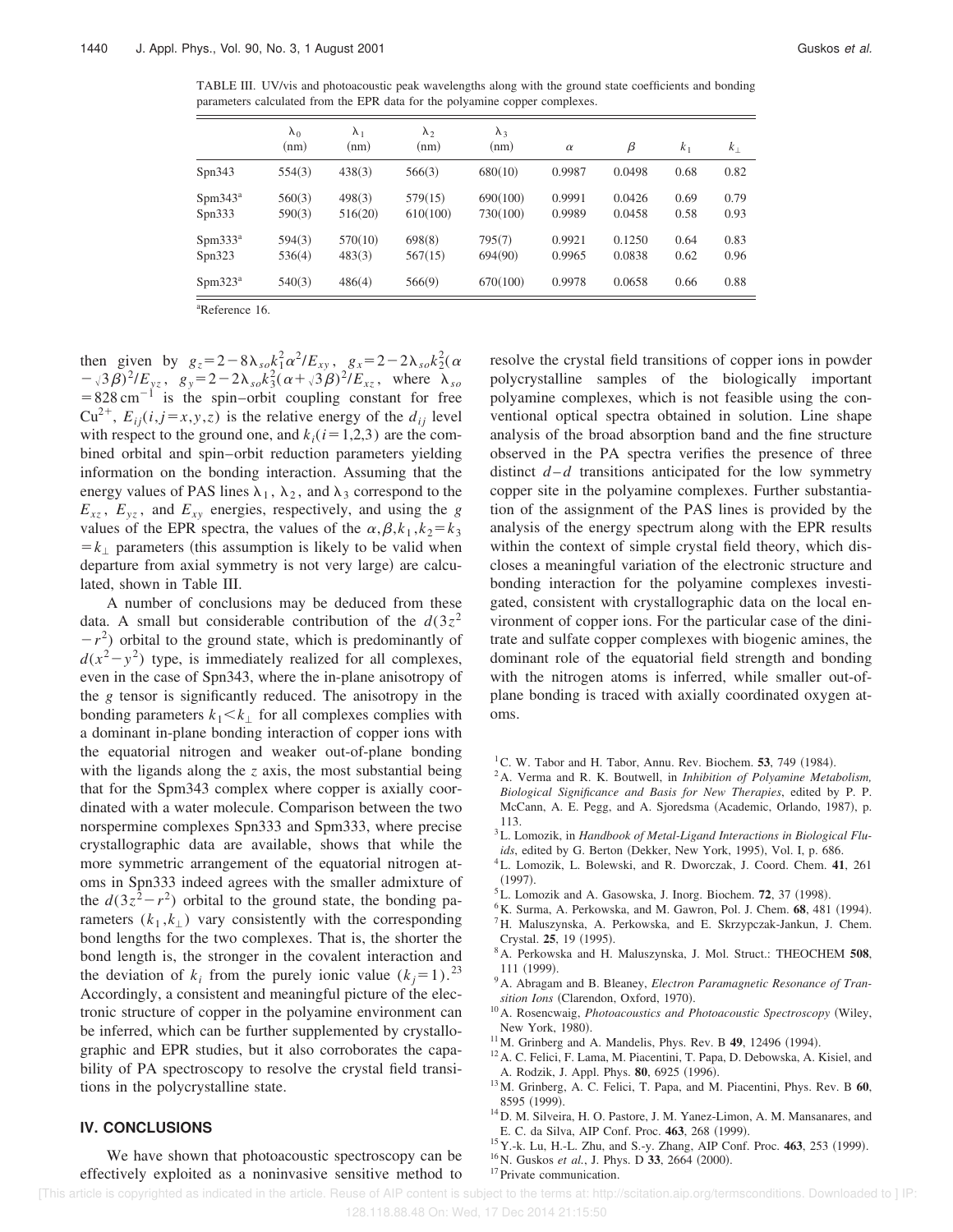TABLE III. UV/vis and photoacoustic peak wavelengths along with the ground state coefficients and bonding parameters calculated from the EPR data for the polyamine copper complexes.

| | $\lambda_0$ (nm) | $\lambda_1$ (nm) | $\lambda_2$ (nm) | $\lambda_3$ (nm) | $\alpha$ | $\beta$ | $k_1$ | $k_\perp$ |
|---|---|---|---|---|---|---|---|---|
| Spn343 | 554(3) | 438(3) | 566(3) | 680(10) | 0.9987 | 0.0498 | 0.68 | 0.82 |
| Spm343[a] | 560(3) | 498(3) | 579(15) | 690(100) | 0.9991 | 0.0426 | 0.69 | 0.79 |
| Spn333 | 590(3) | 516(20) | 610(100) | 730(100) | 0.9989 | 0.0458 | 0.58 | 0.93 |
| Spm333[a] | 594(3) | 570(10) | 698(8) | 795(7) | 0.9921 | 0.1250 | 0.64 | 0.83 |
| Spn323 | 536(4) | 483(3) | 567(15) | 694(90) | 0.9965 | 0.0838 | 0.62 | 0.96 |
| Spm323[a] | 540(3) | 486(4) | 566(9) | 670(100) | 0.9978 | 0.0658 | 0.66 | 0.88 |

[a]Reference 16.

then given by $g_z=2-8\lambda_{so}k_1^2\alpha^2/E_{xy}$, $g_x=2-2\lambda_{so}k_2^2(\alpha-\sqrt{3}\beta)^2/E_{yz}$, $g_y=2-2\lambda_{so}k_3^2(\alpha+\sqrt{3}\beta)^2/E_{xz}$, where $\lambda_{so}=828\,\text{cm}^{-1}$ is the spin–orbit coupling constant for free $Cu^{2+}$, $E_{ij}(i,j=x,y,z)$ is the relative energy of the $d_{ij}$ level with respect to the ground one, and $k_i(i=1,2,3)$ are the combined orbital and spin–orbit reduction parameters yielding information on the bonding interaction. Assuming that the energy values of PAS lines $\lambda_1$, $\lambda_2$, and $\lambda_3$ correspond to the $E_{xz}$, $E_{yz}$, and $E_{xy}$ energies, respectively, and using the $g$ values of the EPR spectra, the values of the $\alpha,\beta,k_1,k_2=k_3=k_\perp$ parameters (this assumption is likely to be valid when departure from axial symmetry is not very large) are calculated, shown in Table III.

A number of conclusions may be deduced from these data. A small but considerable contribution of the $d(3z^2-r^2)$ orbital to the ground state, which is predominantly of $d(x^2-y^2)$ type, is immediately realized for all complexes, even in the case of Spn343, where the in-plane anisotropy of the $g$ tensor is significantly reduced. The anisotropy in the bonding parameters $k_1<k_\perp$ for all complexes complies with a dominant in-plane bonding interaction of copper ions with the equatorial nitrogen and weaker out-of-plane bonding with the ligands along the $z$ axis, the most substantial being that for the Spm343 complex where copper is axially coordinated with a water molecule. Comparison between the two norspermine complexes Spn333 and Spm333, where precise crystallographic data are available, shows that while the more symmetric arrangement of the equatorial nitrogen atoms in Spn333 indeed agrees with the smaller admixture of the $d(3z^2-r^2)$ orbital to the ground state, the bonding parameters $(k_1,k_\perp)$ vary consistently with the corresponding bond lengths for the two complexes. That is, the shorter the bond length is, the stronger in the covalent interaction and the deviation of $k_i$ from the purely ionic value $(k_j=1)$.[23] Accordingly, a consistent and meaningful picture of the electronic structure of copper in the polyamine environment can be inferred, which can be further supplemented by crystallographic and EPR studies, but it also corroborates the capability of PA spectroscopy to resolve the crystal field transitions in the polycrystalline state.

## IV. CONCLUSIONS

We have shown that photoacoustic spectroscopy can be effectively exploited as a noninvasive sensitive method to resolve the crystal field transitions of copper ions in powder polycrystalline samples of the biologically important polyamine complexes, which is not feasible using the conventional optical spectra obtained in solution. Line shape analysis of the broad absorption band and the fine structure observed in the PA spectra verifies the presence of three distinct $d$–$d$ transitions anticipated for the low symmetry copper site in the polyamine complexes. Further substantiation of the assignment of the PAS lines is provided by the analysis of the energy spectrum along with the EPR results within the context of simple crystal field theory, which discloses a meaningful variation of the electronic structure and bonding interaction for the polyamine complexes investigated, consistent with crystallographic data on the local environment of copper ions. For the particular case of the dinitrate and sulfate copper complexes with biogenic amines, the dominant role of the equatorial field strength and bonding with the nitrogen atoms is inferred, while smaller out-of-plane bonding is traced with axially coordinated oxygen atoms.

[1] C. W. Tabor and H. Tabor, Annu. Rev. Biochem. **53**, 749 (1984).
[2] A. Verma and R. K. Boutwell, in *Inhibition of Polyamine Metabolism, Biological Significance and Basis for New Therapies*, edited by P. P. McCann, A. E. Pegg, and A. Sjoredsma (Academic, Orlando, 1987), p. 113.
[3] L. Lomozik, in *Handbook of Metal-Ligand Interactions in Biological Fluids*, edited by G. Berton (Dekker, New York, 1995), Vol. I, p. 686.
[4] L. Lomozik, L. Bolewski, and R. Dworczak, J. Coord. Chem. **41**, 261 (1997).
[5] L. Lomozik and A. Gasowska, J. Inorg. Biochem. **72**, 37 (1998).
[6] K. Surma, A. Perkowska, and M. Gawron, Pol. J. Chem. **68**, 481 (1994).
[7] H. Maluszynska, A. Perkowska, and E. Skrzypczak-Jankun, J. Chem. Crystal. **25**, 19 (1995).
[8] A. Perkowska and H. Maluszynska, J. Mol. Struct.: THEOCHEM **508**, 111 (1999).
[9] A. Abragam and B. Bleaney, *Electron Paramagnetic Resonance of Transition Ions* (Clarendon, Oxford, 1970).
[10] A. Rosencwaig, *Photoacoustics and Photoacoustic Spectroscopy* (Wiley, New York, 1980).
[11] M. Grinberg and A. Mandelis, Phys. Rev. B **49**, 12496 (1994).
[12] A. C. Felici, F. Lama, M. Piacentini, T. Papa, D. Debowska, A. Kisiel, and A. Rodzik, J. Appl. Phys. **80**, 6925 (1996).
[13] M. Grinberg, A. C. Felici, T. Papa, and M. Piacentini, Phys. Rev. B **60**, 8595 (1999).
[14] D. M. Silveira, H. O. Pastore, J. M. Yanez-Limon, A. M. Mansanares, and E. C. da Silva, AIP Conf. Proc. **463**, 268 (1999).
[15] Y.-k. Lu, H.-L. Zhu, and S.-y. Zhang, AIP Conf. Proc. **463**, 253 (1999).
[16] N. Guskos *et al.*, J. Phys. D **33**, 2664 (2000).
[17] Private communication.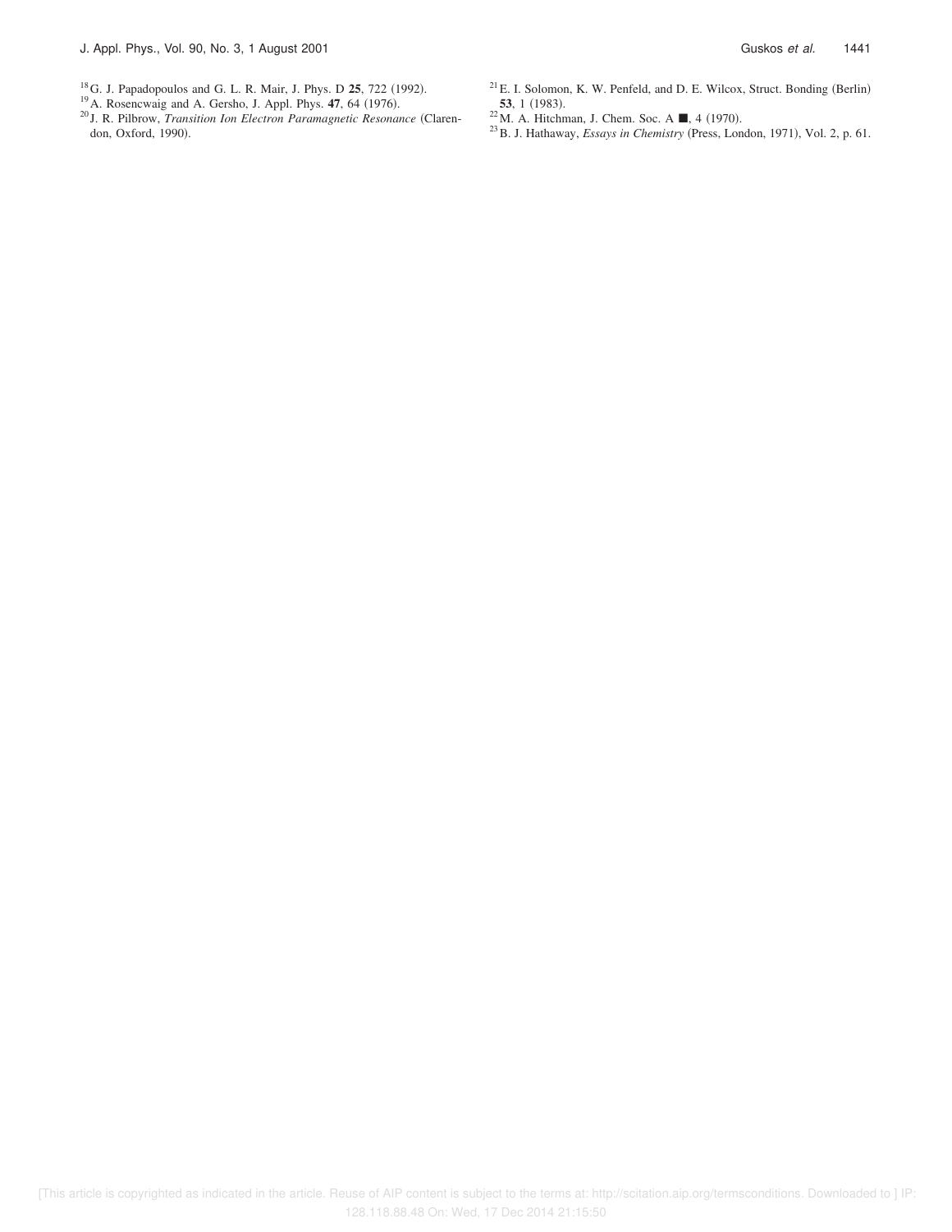[18] G. J. Papadopoulos and G. L. R. Mair, J. Phys. D **25**, 722 (1992).

[19] A. Rosencwaig and A. Gersho, J. Appl. Phys. **47**, 64 (1976).

[20] J. R. Pilbrow, *Transition Ion Electron Paramagnetic Resonance* (Clarendon, Oxford, 1990).

[21] E. I. Solomon, K. W. Penfeld, and D. E. Wilcox, Struct. Bonding (Berlin) **53**, 1 (1983).

[22] M. A. Hitchman, J. Chem. Soc. A ■, 4 (1970).

[23] B. J. Hathaway, *Essays in Chemistry* (Press, London, 1971), Vol. 2, p. 61.